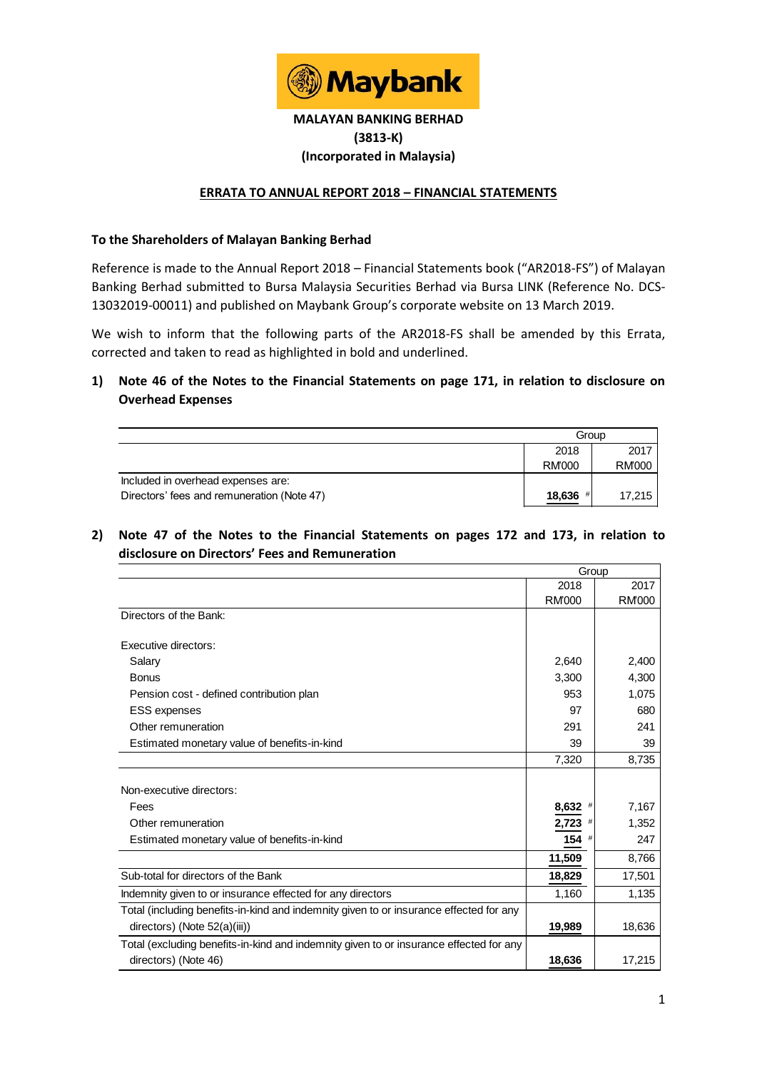**MALAYAN BANKING BERHAD**
**(3813-K)**
**(Incorporated in Malaysia)**

## ERRATA TO ANNUAL REPORT 2018 – FINANCIAL STATEMENTS

**To the Shareholders of Malayan Banking Berhad**

Reference is made to the Annual Report 2018 – Financial Statements book ("AR2018-FS") of Malayan Banking Berhad submitted to Bursa Malaysia Securities Berhad via Bursa LINK (Reference No. DCS-13032019-00011) and published on Maybank Group's corporate website on 13 March 2019.

We wish to inform that the following parts of the AR2018-FS shall be amended by this Errata, corrected and taken to read as highlighted in bold and underlined.

### 1) Note 46 of the Notes to the Financial Statements on page 171, in relation to disclosure on Overhead Expenses

| | Group | |
|---|---|---|
| | 2018 RM'000 | 2017 RM'000 |
| Included in overhead expenses are: | | |
| Directors' fees and remuneration (Note 47) | **<u>18,636</u>** # | 17,215 |

### 2) Note 47 of the Notes to the Financial Statements on pages 172 and 173, in relation to disclosure on Directors' Fees and Remuneration

| | Group | |
|---|---|---|
| | 2018 RM'000 | 2017 RM'000 |
| Directors of the Bank: | | |
| Executive directors: | | |
| Salary | 2,640 | 2,400 |
| Bonus | 3,300 | 4,300 |
| Pension cost - defined contribution plan | 953 | 1,075 |
| ESS expenses | 97 | 680 |
| Other remuneration | 291 | 241 |
| Estimated monetary value of benefits-in-kind | 39 | 39 |
| | 7,320 | 8,735 |
| Non-executive directors: | | |
| Fees | **<u>8,632</u>** # | 7,167 |
| Other remuneration | **<u>2,723</u>** # | 1,352 |
| Estimated monetary value of benefits-in-kind | **<u>154</u>** # | 247 |
| | **<u>11,509</u>** | 8,766 |
| Sub-total for directors of the Bank | **<u>18,829</u>** | 17,501 |
| Indemnity given to or insurance effected for any directors | 1,160 | 1,135 |
| Total (including benefits-in-kind and indemnity given to or insurance effected for any directors) (Note 52(a)(iii)) | **<u>19,989</u>** | 18,636 |
| Total (excluding benefits-in-kind and indemnity given to or insurance effected for any directors) (Note 46) | **<u>18,636</u>** | 17,215 |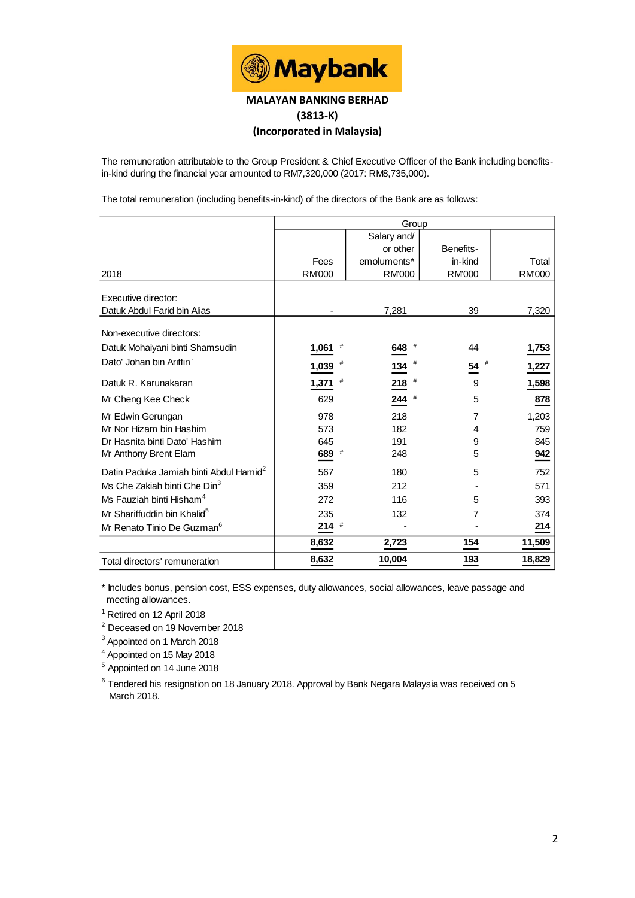# MALAYAN BANKING BERHAD

**(3813-K)**

**(Incorporated in Malaysia)**

The remuneration attributable to the Group President & Chief Executive Officer of the Bank including benefits-in-kind during the financial year amounted to RM7,320,000 (2017: RM8,735,000).

The total remuneration (including benefits-in-kind) of the directors of the Bank are as follows:

| | Group | | | |
|---|---|---|---|---|
| 2018 | Fees RM'000 | Salary and/ or other emoluments* RM'000 | Benefits-in-kind RM'000 | Total RM'000 |
| **Executive director:** | | | | |
| Datuk Abdul Farid bin Alias | - | 7,281 | 39 | 7,320 |
| **Non-executive directors:** | | | | |
| Datuk Mohaiyani binti Shamsudin | **1,061** # | **648** # | 44 | **1,753** |
| Dato' Johan bin Ariffin[+] | **1,039** # | **134** # | **54** # | **1,227** |
| Datuk R. Karunakaran | **1,371** # | **218** # | 9 | **1,598** |
| Mr Cheng Kee Check | 629 | **244** # | 5 | **878** |
| Mr Edwin Gerungan | 978 | 218 | 7 | 1,203 |
| Mr Nor Hizam bin Hashim | 573 | 182 | 4 | 759 |
| Dr Hasnita binti Dato' Hashim | 645 | 191 | 9 | 845 |
| Mr Anthony Brent Elam | **689** # | 248 | 5 | **942** |
| Datin Paduka Jamiah binti Abdul Hamid[2] | 567 | 180 | 5 | 752 |
| Ms Che Zakiah binti Che Din[3] | 359 | 212 | - | 571 |
| Ms Fauziah binti Hisham[4] | 272 | 116 | 5 | 393 |
| Mr Shariffuddin bin Khalid[5] | 235 | 132 | 7 | 374 |
| Mr Renato Tinio De Guzman[6] | **214** # | - | - | **214** |
| | **8,632** | **2,723** | **154** | **11,509** |
| Total directors' remuneration | **8,632** | **10,004** | **193** | **18,829** |

\* Includes bonus, pension cost, ESS expenses, duty allowances, social allowances, leave passage and meeting allowances.

[1] Retired on 12 April 2018

[2] Deceased on 19 November 2018

[3] Appointed on 1 March 2018

[4] Appointed on 15 May 2018

[5] Appointed on 14 June 2018

[6] Tendered his resignation on 18 January 2018. Approval by Bank Negara Malaysia was received on 5 March 2018.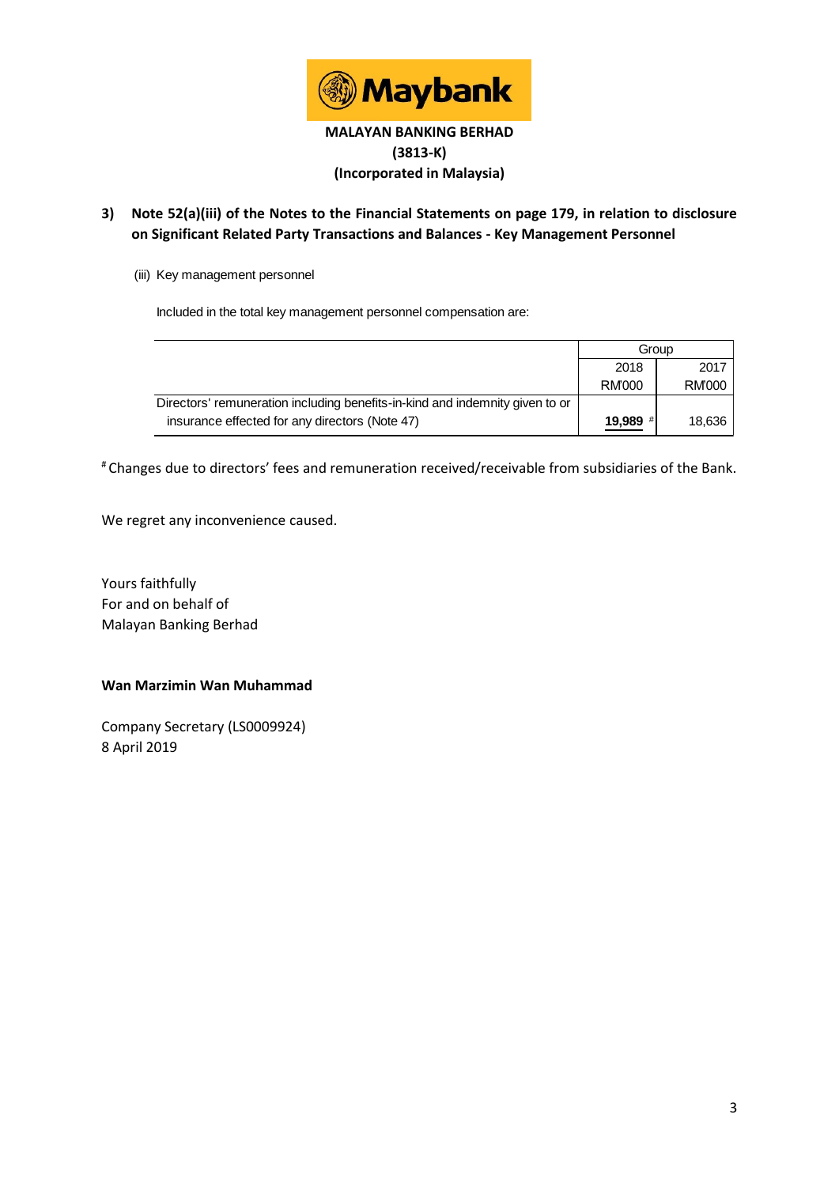**MALAYAN BANKING BERHAD**
**(3813-K)**
**(Incorporated in Malaysia)**

**3) Note 52(a)(iii) of the Notes to the Financial Statements on page 179, in relation to disclosure on Significant Related Party Transactions and Balances - Key Management Personnel**

(iii) Key management personnel

Included in the total key management personnel compensation are:

| | Group | |
|---|---|---|
| | 2018 | 2017 |
| | RM'000 | RM'000 |
| Directors' remuneration including benefits-in-kind and indemnity given to or insurance effected for any directors (Note 47) | **19,989** # | 18,636 |

# Changes due to directors' fees and remuneration received/receivable from subsidiaries of the Bank.

We regret any inconvenience caused.

Yours faithfully
For and on behalf of
Malayan Banking Berhad

**Wan Marzimin Wan Muhammad**

Company Secretary (LS0009924)
8 April 2019